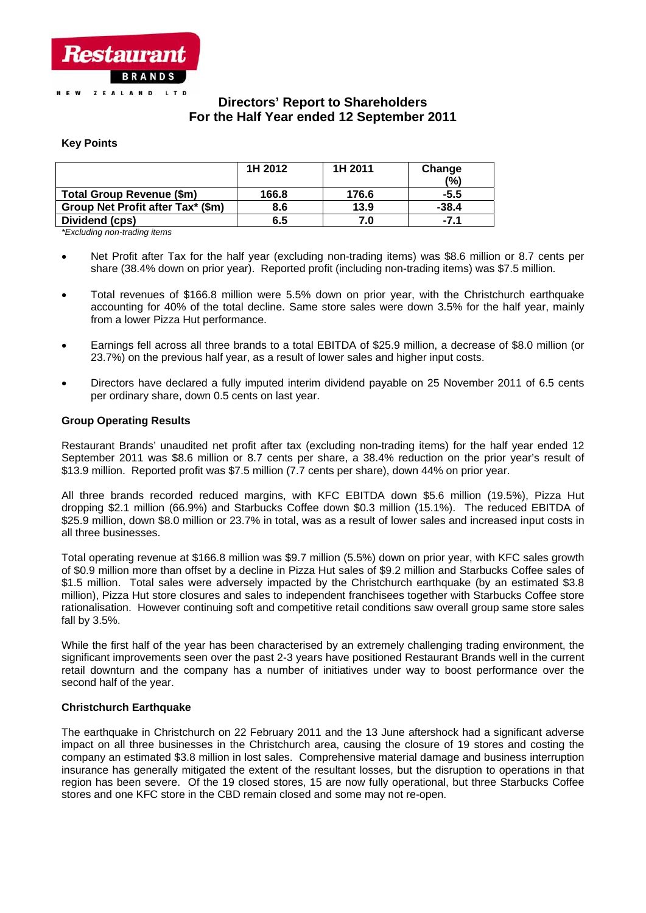Restaurant BRANDS NEW ZEALAND LTD

# Directors' Report to Shareholders
# For the Half Year ended 12 September 2011

### Key Points

| | 1H 2012 | 1H 2011 | Change (%) |
|---|---|---|---|
| **Total Group Revenue ($m)** | **166.8** | **176.6** | **-5.5** |
| **Group Net Profit after Tax* ($m)** | **8.6** | **13.9** | **-38.4** |
| **Dividend (cps)** | **6.5** | **7.0** | **-7.1** |

*\*Excluding non-trading items*

- Net Profit after Tax for the half year (excluding non-trading items) was $8.6 million or 8.7 cents per share (38.4% down on prior year). Reported profit (including non-trading items) was $7.5 million.
- Total revenues of $166.8 million were 5.5% down on prior year, with the Christchurch earthquake accounting for 40% of the total decline. Same store sales were down 3.5% for the half year, mainly from a lower Pizza Hut performance.
- Earnings fell across all three brands to a total EBITDA of $25.9 million, a decrease of $8.0 million (or 23.7%) on the previous half year, as a result of lower sales and higher input costs.
- Directors have declared a fully imputed interim dividend payable on 25 November 2011 of 6.5 cents per ordinary share, down 0.5 cents on last year.

### Group Operating Results

Restaurant Brands' unaudited net profit after tax (excluding non-trading items) for the half year ended 12 September 2011 was $8.6 million or 8.7 cents per share, a 38.4% reduction on the prior year's result of $13.9 million. Reported profit was $7.5 million (7.7 cents per share), down 44% on prior year.

All three brands recorded reduced margins, with KFC EBITDA down $5.6 million (19.5%), Pizza Hut dropping $2.1 million (66.9%) and Starbucks Coffee down $0.3 million (15.1%). The reduced EBITDA of $25.9 million, down $8.0 million or 23.7% in total, was as a result of lower sales and increased input costs in all three businesses.

Total operating revenue at $166.8 million was $9.7 million (5.5%) down on prior year, with KFC sales growth of $0.9 million more than offset by a decline in Pizza Hut sales of $9.2 million and Starbucks Coffee sales of $1.5 million. Total sales were adversely impacted by the Christchurch earthquake (by an estimated $3.8 million), Pizza Hut store closures and sales to independent franchisees together with Starbucks Coffee store rationalisation. However continuing soft and competitive retail conditions saw overall group same store sales fall by 3.5%.

While the first half of the year has been characterised by an extremely challenging trading environment, the significant improvements seen over the past 2-3 years have positioned Restaurant Brands well in the current retail downturn and the company has a number of initiatives under way to boost performance over the second half of the year.

### Christchurch Earthquake

The earthquake in Christchurch on 22 February 2011 and the 13 June aftershock had a significant adverse impact on all three businesses in the Christchurch area, causing the closure of 19 stores and costing the company an estimated $3.8 million in lost sales. Comprehensive material damage and business interruption insurance has generally mitigated the extent of the resultant losses, but the disruption to operations in that region has been severe. Of the 19 closed stores, 15 are now fully operational, but three Starbucks Coffee stores and one KFC store in the CBD remain closed and some may not re-open.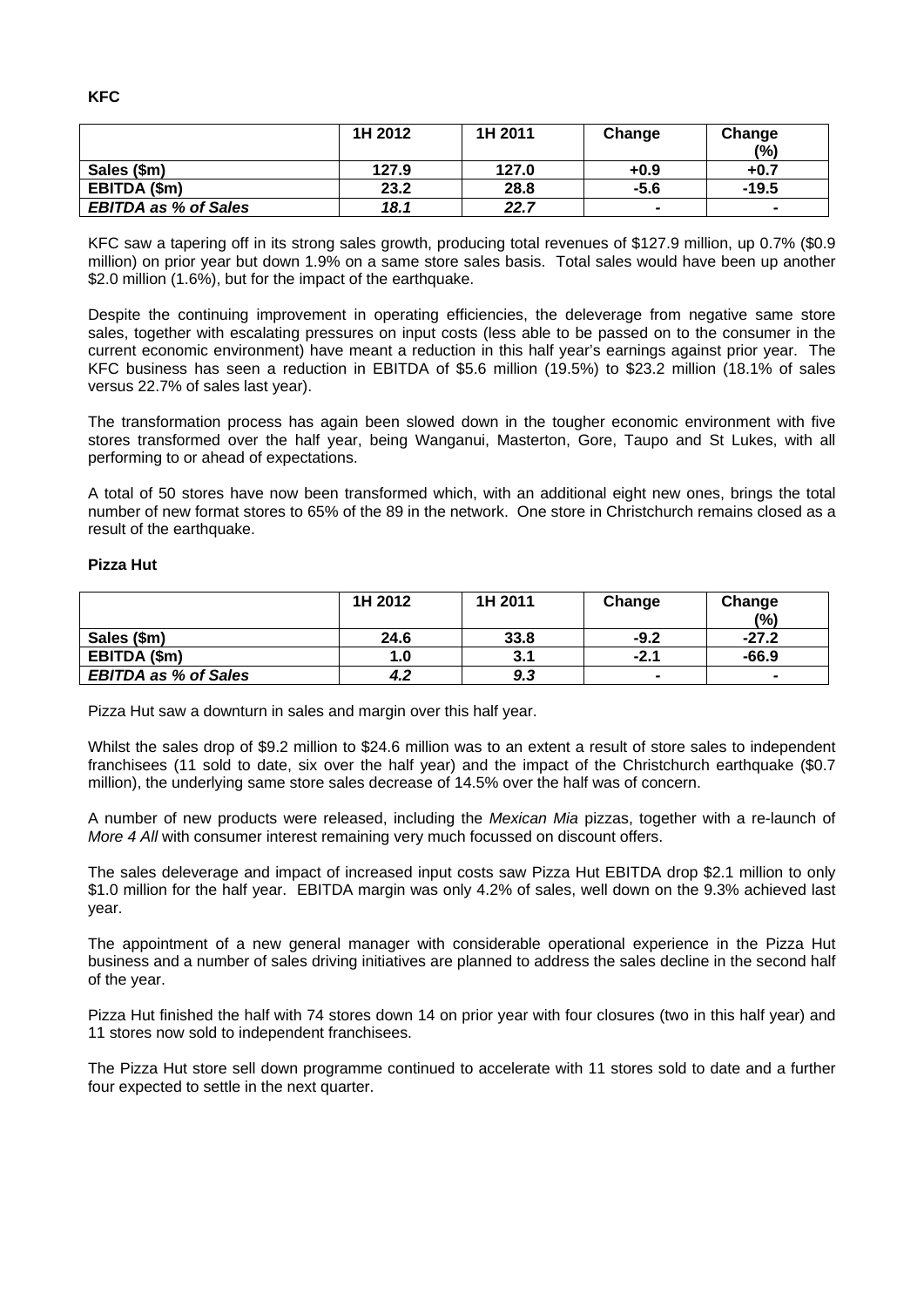**KFC**

| | 1H 2012 | 1H 2011 | Change | Change (%) |
|---|---|---|---|---|
| **Sales ($m)** | **127.9** | **127.0** | **+0.9** | **+0.7** |
| **EBITDA ($m)** | **23.2** | **28.8** | **-5.6** | **-19.5** |
| ***EBITDA as % of Sales*** | ***18.1*** | ***22.7*** | **-** | **-** |

KFC saw a tapering off in its strong sales growth, producing total revenues of $127.9 million, up 0.7% ($0.9 million) on prior year but down 1.9% on a same store sales basis. Total sales would have been up another $2.0 million (1.6%), but for the impact of the earthquake.

Despite the continuing improvement in operating efficiencies, the deleverage from negative same store sales, together with escalating pressures on input costs (less able to be passed on to the consumer in the current economic environment) have meant a reduction in this half year's earnings against prior year. The KFC business has seen a reduction in EBITDA of $5.6 million (19.5%) to $23.2 million (18.1% of sales versus 22.7% of sales last year).

The transformation process has again been slowed down in the tougher economic environment with five stores transformed over the half year, being Wanganui, Masterton, Gore, Taupo and St Lukes, with all performing to or ahead of expectations.

A total of 50 stores have now been transformed which, with an additional eight new ones, brings the total number of new format stores to 65% of the 89 in the network. One store in Christchurch remains closed as a result of the earthquake.

**Pizza Hut**

| | 1H 2012 | 1H 2011 | Change | Change (%) |
|---|---|---|---|---|
| **Sales ($m)** | **24.6** | **33.8** | **-9.2** | **-27.2** |
| **EBITDA ($m)** | **1.0** | **3.1** | **-2.1** | **-66.9** |
| ***EBITDA as % of Sales*** | ***4.2*** | ***9.3*** | **-** | **-** |

Pizza Hut saw a downturn in sales and margin over this half year.

Whilst the sales drop of $9.2 million to $24.6 million was to an extent a result of store sales to independent franchisees (11 sold to date, six over the half year) and the impact of the Christchurch earthquake ($0.7 million), the underlying same store sales decrease of 14.5% over the half was of concern.

A number of new products were released, including the *Mexican Mia* pizzas, together with a re-launch of *More 4 All* with consumer interest remaining very much focussed on discount offers.

The sales deleverage and impact of increased input costs saw Pizza Hut EBITDA drop $2.1 million to only $1.0 million for the half year. EBITDA margin was only 4.2% of sales, well down on the 9.3% achieved last year.

The appointment of a new general manager with considerable operational experience in the Pizza Hut business and a number of sales driving initiatives are planned to address the sales decline in the second half of the year.

Pizza Hut finished the half with 74 stores down 14 on prior year with four closures (two in this half year) and 11 stores now sold to independent franchisees.

The Pizza Hut store sell down programme continued to accelerate with 11 stores sold to date and a further four expected to settle in the next quarter.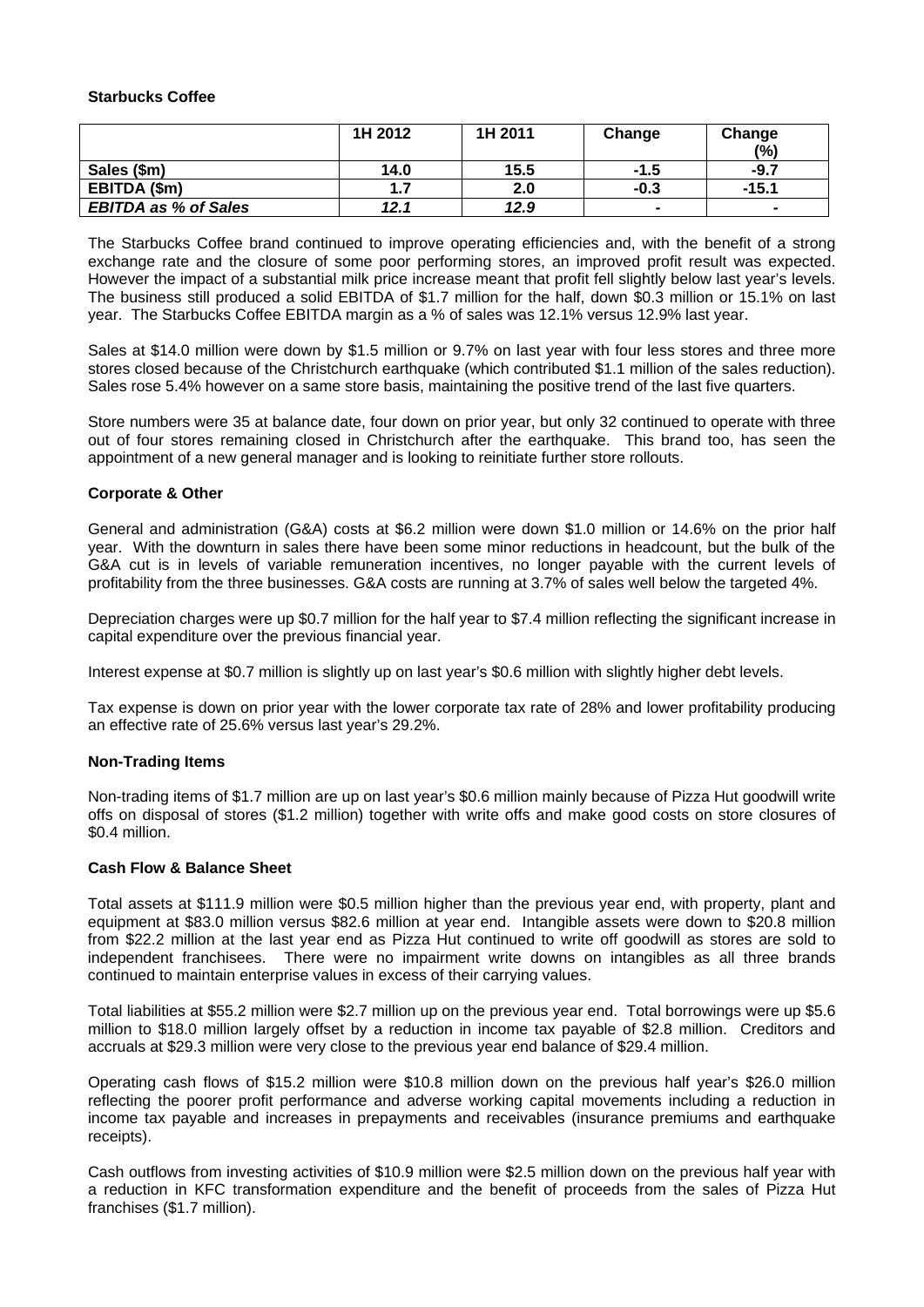**Starbucks Coffee**

| | 1H 2012 | 1H 2011 | Change | Change (%) |
|---|---|---|---|---|
| **Sales ($m)** | **14.0** | **15.5** | **-1.5** | **-9.7** |
| **EBITDA ($m)** | **1.7** | **2.0** | **-0.3** | **-15.1** |
| ***EBITDA as % of Sales*** | ***12.1*** | ***12.9*** | **-** | **-** |

The Starbucks Coffee brand continued to improve operating efficiencies and, with the benefit of a strong exchange rate and the closure of some poor performing stores, an improved profit result was expected. However the impact of a substantial milk price increase meant that profit fell slightly below last year's levels. The business still produced a solid EBITDA of $1.7 million for the half, down $0.3 million or 15.1% on last year. The Starbucks Coffee EBITDA margin as a % of sales was 12.1% versus 12.9% last year.

Sales at $14.0 million were down by $1.5 million or 9.7% on last year with four less stores and three more stores closed because of the Christchurch earthquake (which contributed $1.1 million of the sales reduction). Sales rose 5.4% however on a same store basis, maintaining the positive trend of the last five quarters.

Store numbers were 35 at balance date, four down on prior year, but only 32 continued to operate with three out of four stores remaining closed in Christchurch after the earthquake. This brand too, has seen the appointment of a new general manager and is looking to reinitiate further store rollouts.

**Corporate & Other**

General and administration (G&A) costs at $6.2 million were down $1.0 million or 14.6% on the prior half year. With the downturn in sales there have been some minor reductions in headcount, but the bulk of the G&A cut is in levels of variable remuneration incentives, no longer payable with the current levels of profitability from the three businesses. G&A costs are running at 3.7% of sales well below the targeted 4%.

Depreciation charges were up $0.7 million for the half year to $7.4 million reflecting the significant increase in capital expenditure over the previous financial year.

Interest expense at $0.7 million is slightly up on last year's $0.6 million with slightly higher debt levels.

Tax expense is down on prior year with the lower corporate tax rate of 28% and lower profitability producing an effective rate of 25.6% versus last year's 29.2%.

**Non-Trading Items**

Non-trading items of $1.7 million are up on last year's $0.6 million mainly because of Pizza Hut goodwill write offs on disposal of stores ($1.2 million) together with write offs and make good costs on store closures of $0.4 million.

**Cash Flow & Balance Sheet**

Total assets at $111.9 million were $0.5 million higher than the previous year end, with property, plant and equipment at $83.0 million versus $82.6 million at year end. Intangible assets were down to $20.8 million from $22.2 million at the last year end as Pizza Hut continued to write off goodwill as stores are sold to independent franchisees. There were no impairment write downs on intangibles as all three brands continued to maintain enterprise values in excess of their carrying values.

Total liabilities at $55.2 million were $2.7 million up on the previous year end. Total borrowings were up $5.6 million to $18.0 million largely offset by a reduction in income tax payable of $2.8 million. Creditors and accruals at $29.3 million were very close to the previous year end balance of $29.4 million.

Operating cash flows of $15.2 million were $10.8 million down on the previous half year's $26.0 million reflecting the poorer profit performance and adverse working capital movements including a reduction in income tax payable and increases in prepayments and receivables (insurance premiums and earthquake receipts).

Cash outflows from investing activities of $10.9 million were $2.5 million down on the previous half year with a reduction in KFC transformation expenditure and the benefit of proceeds from the sales of Pizza Hut franchises ($1.7 million).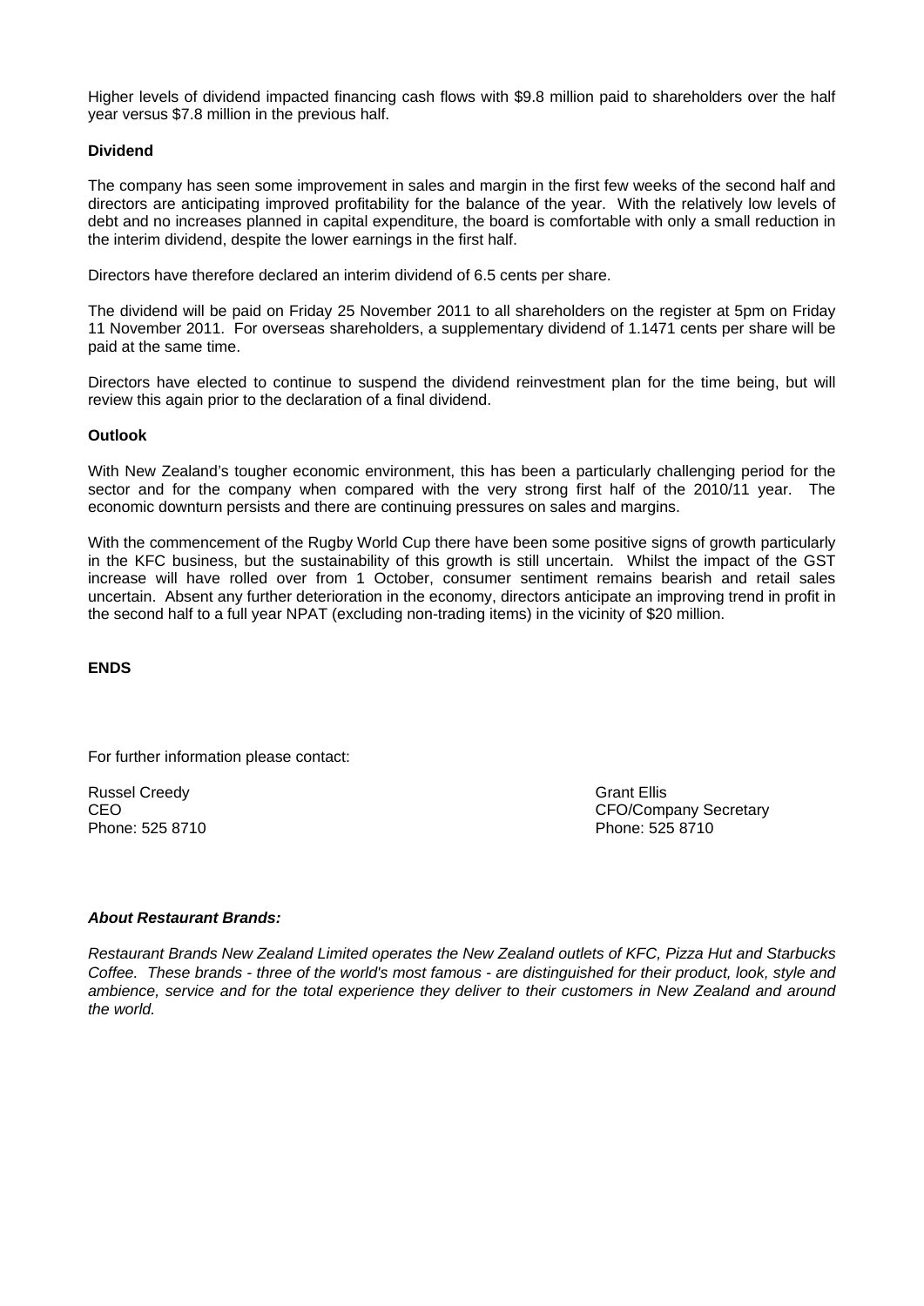Higher levels of dividend impacted financing cash flows with $9.8 million paid to shareholders over the half year versus $7.8 million in the previous half.

**Dividend**

The company has seen some improvement in sales and margin in the first few weeks of the second half and directors are anticipating improved profitability for the balance of the year. With the relatively low levels of debt and no increases planned in capital expenditure, the board is comfortable with only a small reduction in the interim dividend, despite the lower earnings in the first half.

Directors have therefore declared an interim dividend of 6.5 cents per share.

The dividend will be paid on Friday 25 November 2011 to all shareholders on the register at 5pm on Friday 11 November 2011. For overseas shareholders, a supplementary dividend of 1.1471 cents per share will be paid at the same time.

Directors have elected to continue to suspend the dividend reinvestment plan for the time being, but will review this again prior to the declaration of a final dividend.

**Outlook**

With New Zealand's tougher economic environment, this has been a particularly challenging period for the sector and for the company when compared with the very strong first half of the 2010/11 year. The economic downturn persists and there are continuing pressures on sales and margins.

With the commencement of the Rugby World Cup there have been some positive signs of growth particularly in the KFC business, but the sustainability of this growth is still uncertain. Whilst the impact of the GST increase will have rolled over from 1 October, consumer sentiment remains bearish and retail sales uncertain. Absent any further deterioration in the economy, directors anticipate an improving trend in profit in the second half to a full year NPAT (excluding non-trading items) in the vicinity of $20 million.

**ENDS**

For further information please contact:

Russel Creedy
CEO
Phone: 525 8710

Grant Ellis
CFO/Company Secretary
Phone: 525 8710

***About Restaurant Brands:***

*Restaurant Brands New Zealand Limited operates the New Zealand outlets of KFC, Pizza Hut and Starbucks Coffee. These brands - three of the world's most famous - are distinguished for their product, look, style and ambience, service and for the total experience they deliver to their customers in New Zealand and around the world.*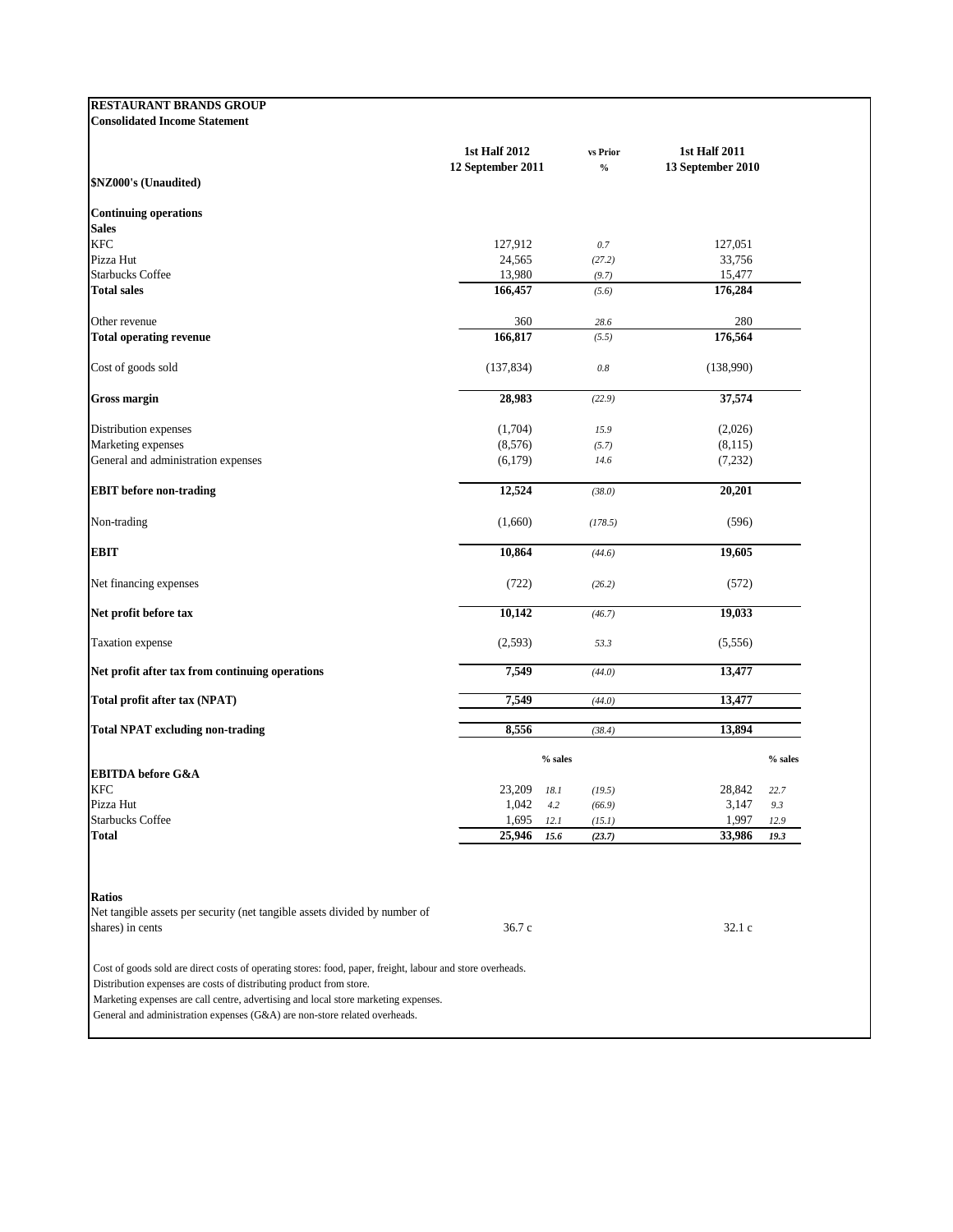**RESTAURANT BRANDS GROUP**
**Consolidated Income Statement**

| $NZ000's (Unaudited) | 1st Half 2012 12 September 2011 | % sales | vs Prior % | 1st Half 2011 13 September 2010 | % sales |
|---|---|---|---|---|---|
| **Continuing operations** | | | | | |
| **Sales** | | | | | |
| KFC | 127,912 | | *0.7* | 127,051 | |
| Pizza Hut | 24,565 | | *(27.2)* | 33,756 | |
| Starbucks Coffee | 13,980 | | *(9.7)* | 15,477 | |
| **Total sales** | **166,457** | | *(5.6)* | **176,284** | |
| Other revenue | 360 | | *28.6* | 280 | |
| **Total operating revenue** | **166,817** | | *(5.5)* | **176,564** | |
| Cost of goods sold | (137,834) | | *0.8* | (138,990) | |
| **Gross margin** | **28,983** | | *(22.9)* | **37,574** | |
| Distribution expenses | (1,704) | | *15.9* | (2,026) | |
| Marketing expenses | (8,576) | | *(5.7)* | (8,115) | |
| General and administration expenses | (6,179) | | *14.6* | (7,232) | |
| **EBIT before non-trading** | **12,524** | | *(38.0)* | **20,201** | |
| Non-trading | (1,660) | | *(178.5)* | (596) | |
| **EBIT** | **10,864** | | *(44.6)* | **19,605** | |
| Net financing expenses | (722) | | *(26.2)* | (572) | |
| **Net profit before tax** | **10,142** | | *(46.7)* | **19,033** | |
| Taxation expense | (2,593) | | *53.3* | (5,556) | |
| **Net profit after tax from continuing operations** | **7,549** | | *(44.0)* | **13,477** | |
| **Total profit after tax (NPAT)** | **7,549** | | *(44.0)* | **13,477** | |
| **Total NPAT excluding non-trading** | **8,556** | | *(38.4)* | **13,894** | |
| **EBITDA before G&A** | | | | | |
| KFC | 23,209 | *18.1* | *(19.5)* | 28,842 | *22.7* |
| Pizza Hut | 1,042 | *4.2* | *(66.9)* | 3,147 | *9.3* |
| Starbucks Coffee | 1,695 | *12.1* | *(15.1)* | 1,997 | *12.9* |
| **Total** | **25,946** | ***15.6*** | ***(23.7)*** | **33,986** | ***19.3*** |
| **Ratios** | | | | | |
| Net tangible assets per security (net tangible assets divided by number of shares) in cents | 36.7 c | | | 32.1 c | |

Cost of goods sold are direct costs of operating stores: food, paper, freight, labour and store overheads.
Distribution expenses are costs of distributing product from store.
Marketing expenses are call centre, advertising and local store marketing expenses.
General and administration expenses (G&A) are non-store related overheads.